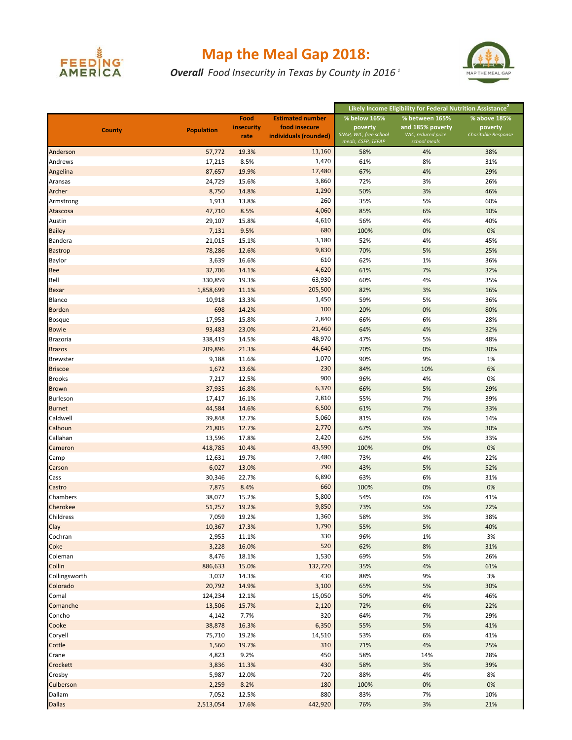# Map the Meal Gap 2018:

***Overall** Food Insecurity in Texas by County in 2016* [1]

| County | Population | Food insecurity rate | Estimated number food insecure individuals (rounded) | Likely Income Eligibility for Federal Nutrition Assistance[2] | | |
|---|---|---|---|---|---|---|
| | | | | % below 165% poverty *SNAP, WIC, free school meals, CSFP, TEFAP* | % between 165% and 185% poverty *WIC, reduced price school meals* | % above 185% poverty *Charitable Response* |
| Anderson | 57,772 | 19.3% | 11,160 | 58% | 4% | 38% |
| Andrews | 17,215 | 8.5% | 1,470 | 61% | 8% | 31% |
| Angelina | 87,657 | 19.9% | 17,480 | 67% | 4% | 29% |
| Aransas | 24,729 | 15.6% | 3,860 | 72% | 3% | 26% |
| Archer | 8,750 | 14.8% | 1,290 | 50% | 3% | 46% |
| Armstrong | 1,913 | 13.8% | 260 | 35% | 5% | 60% |
| Atascosa | 47,710 | 8.5% | 4,060 | 85% | 6% | 10% |
| Austin | 29,107 | 15.8% | 4,610 | 56% | 4% | 40% |
| Bailey | 7,131 | 9.5% | 680 | 100% | 0% | 0% |
| Bandera | 21,015 | 15.1% | 3,180 | 52% | 4% | 45% |
| Bastrop | 78,286 | 12.6% | 9,830 | 70% | 5% | 25% |
| Baylor | 3,639 | 16.6% | 610 | 62% | 1% | 36% |
| Bee | 32,706 | 14.1% | 4,620 | 61% | 7% | 32% |
| Bell | 330,859 | 19.3% | 63,930 | 60% | 4% | 35% |
| Bexar | 1,858,699 | 11.1% | 205,500 | 82% | 3% | 16% |
| Blanco | 10,918 | 13.3% | 1,450 | 59% | 5% | 36% |
| Borden | 698 | 14.2% | 100 | 20% | 0% | 80% |
| Bosque | 17,953 | 15.8% | 2,840 | 66% | 6% | 28% |
| Bowie | 93,483 | 23.0% | 21,460 | 64% | 4% | 32% |
| Brazoria | 338,419 | 14.5% | 48,970 | 47% | 5% | 48% |
| Brazos | 209,896 | 21.3% | 44,640 | 70% | 0% | 30% |
| Brewster | 9,188 | 11.6% | 1,070 | 90% | 9% | 1% |
| Briscoe | 1,672 | 13.6% | 230 | 84% | 10% | 6% |
| Brooks | 7,217 | 12.5% | 900 | 96% | 4% | 0% |
| Brown | 37,935 | 16.8% | 6,370 | 66% | 5% | 29% |
| Burleson | 17,417 | 16.1% | 2,810 | 55% | 7% | 39% |
| Burnet | 44,584 | 14.6% | 6,500 | 61% | 7% | 33% |
| Caldwell | 39,848 | 12.7% | 5,060 | 81% | 6% | 14% |
| Calhoun | 21,805 | 12.7% | 2,770 | 67% | 3% | 30% |
| Callahan | 13,596 | 17.8% | 2,420 | 62% | 5% | 33% |
| Cameron | 418,785 | 10.4% | 43,590 | 100% | 0% | 0% |
| Camp | 12,631 | 19.7% | 2,480 | 73% | 4% | 22% |
| Carson | 6,027 | 13.0% | 790 | 43% | 5% | 52% |
| Cass | 30,346 | 22.7% | 6,890 | 63% | 6% | 31% |
| Castro | 7,875 | 8.4% | 660 | 100% | 0% | 0% |
| Chambers | 38,072 | 15.2% | 5,800 | 54% | 6% | 41% |
| Cherokee | 51,257 | 19.2% | 9,850 | 73% | 5% | 22% |
| Childress | 7,059 | 19.2% | 1,360 | 58% | 3% | 38% |
| Clay | 10,367 | 17.3% | 1,790 | 55% | 5% | 40% |
| Cochran | 2,955 | 11.1% | 330 | 96% | 1% | 3% |
| Coke | 3,228 | 16.0% | 520 | 62% | 8% | 31% |
| Coleman | 8,476 | 18.1% | 1,530 | 69% | 5% | 26% |
| Collin | 886,633 | 15.0% | 132,720 | 35% | 4% | 61% |
| Collingsworth | 3,032 | 14.3% | 430 | 88% | 9% | 3% |
| Colorado | 20,792 | 14.9% | 3,100 | 65% | 5% | 30% |
| Comal | 124,234 | 12.1% | 15,050 | 50% | 4% | 46% |
| Comanche | 13,506 | 15.7% | 2,120 | 72% | 6% | 22% |
| Concho | 4,142 | 7.7% | 320 | 64% | 7% | 29% |
| Cooke | 38,878 | 16.3% | 6,350 | 55% | 5% | 41% |
| Coryell | 75,710 | 19.2% | 14,510 | 53% | 6% | 41% |
| Cottle | 1,560 | 19.7% | 310 | 71% | 4% | 25% |
| Crane | 4,823 | 9.2% | 450 | 58% | 14% | 28% |
| Crockett | 3,836 | 11.3% | 430 | 58% | 3% | 39% |
| Crosby | 5,987 | 12.0% | 720 | 88% | 4% | 8% |
| Culberson | 2,259 | 8.2% | 180 | 100% | 0% | 0% |
| Dallam | 7,052 | 12.5% | 880 | 83% | 7% | 10% |
| Dallas | 2,513,054 | 17.6% | 442,920 | 76% | 3% | 21% |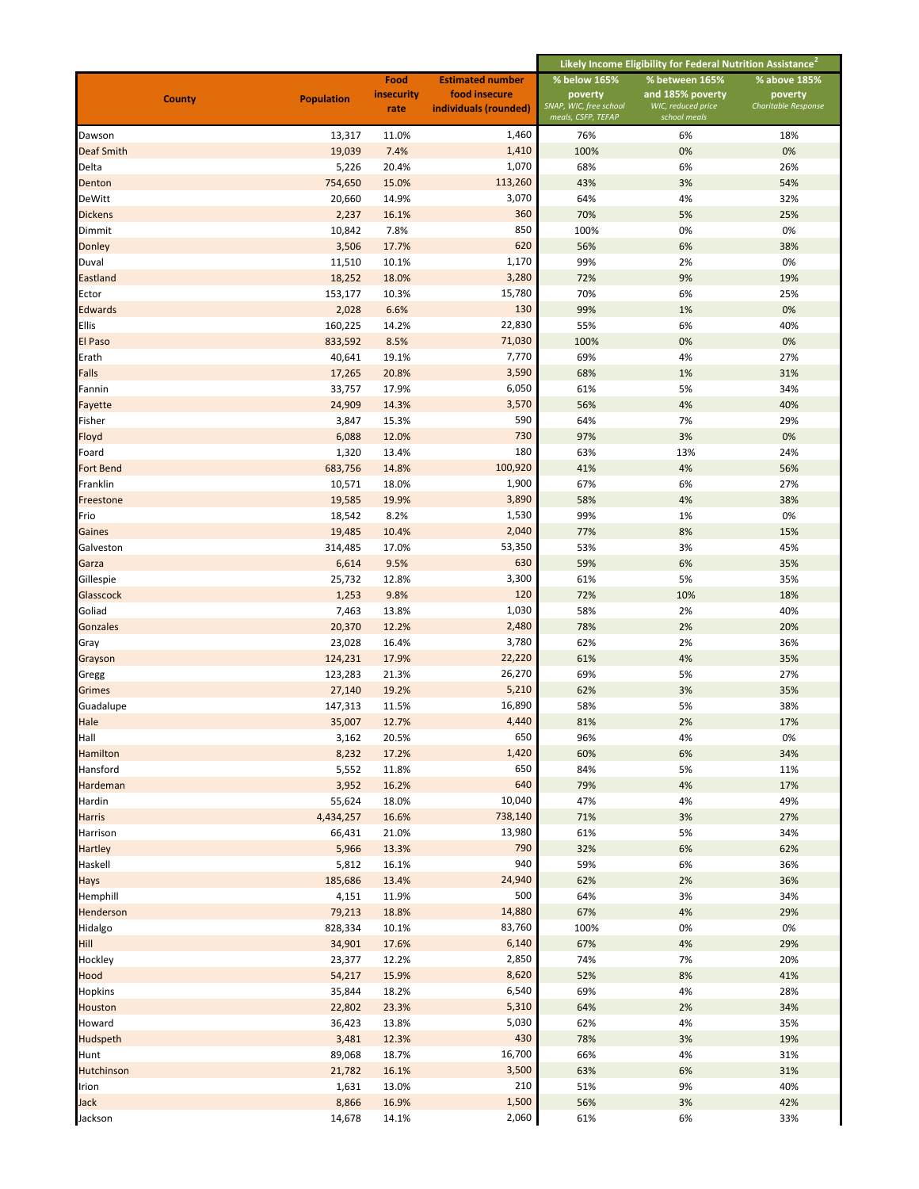| County | Population | Food insecurity rate | Estimated number food insecure individuals (rounded) | Likely Income Eligibility for Federal Nutrition Assistance[2] | | |
|---|---|---|---|---|---|---|
| | | | | % below 165% poverty *SNAP, WIC, free school meals, CSFP, TEFAP* | % between 165% and 185% poverty *WIC, reduced price school meals* | % above 185% poverty *Charitable Response* |
| Dawson | 13,317 | 11.0% | 1,460 | 76% | 6% | 18% |
| Deaf Smith | 19,039 | 7.4% | 1,410 | 100% | 0% | 0% |
| Delta | 5,226 | 20.4% | 1,070 | 68% | 6% | 26% |
| Denton | 754,650 | 15.0% | 113,260 | 43% | 3% | 54% |
| DeWitt | 20,660 | 14.9% | 3,070 | 64% | 4% | 32% |
| Dickens | 2,237 | 16.1% | 360 | 70% | 5% | 25% |
| Dimmit | 10,842 | 7.8% | 850 | 100% | 0% | 0% |
| Donley | 3,506 | 17.7% | 620 | 56% | 6% | 38% |
| Duval | 11,510 | 10.1% | 1,170 | 99% | 2% | 0% |
| Eastland | 18,252 | 18.0% | 3,280 | 72% | 9% | 19% |
| Ector | 153,177 | 10.3% | 15,780 | 70% | 6% | 25% |
| Edwards | 2,028 | 6.6% | 130 | 99% | 1% | 0% |
| Ellis | 160,225 | 14.2% | 22,830 | 55% | 6% | 40% |
| El Paso | 833,592 | 8.5% | 71,030 | 100% | 0% | 0% |
| Erath | 40,641 | 19.1% | 7,770 | 69% | 4% | 27% |
| Falls | 17,265 | 20.8% | 3,590 | 68% | 1% | 31% |
| Fannin | 33,757 | 17.9% | 6,050 | 61% | 5% | 34% |
| Fayette | 24,909 | 14.3% | 3,570 | 56% | 4% | 40% |
| Fisher | 3,847 | 15.3% | 590 | 64% | 7% | 29% |
| Floyd | 6,088 | 12.0% | 730 | 97% | 3% | 0% |
| Foard | 1,320 | 13.4% | 180 | 63% | 13% | 24% |
| Fort Bend | 683,756 | 14.8% | 100,920 | 41% | 4% | 56% |
| Franklin | 10,571 | 18.0% | 1,900 | 67% | 6% | 27% |
| Freestone | 19,585 | 19.9% | 3,890 | 58% | 4% | 38% |
| Frio | 18,542 | 8.2% | 1,530 | 99% | 1% | 0% |
| Gaines | 19,485 | 10.4% | 2,040 | 77% | 8% | 15% |
| Galveston | 314,485 | 17.0% | 53,350 | 53% | 3% | 45% |
| Garza | 6,614 | 9.5% | 630 | 59% | 6% | 35% |
| Gillespie | 25,732 | 12.8% | 3,300 | 61% | 5% | 35% |
| Glasscock | 1,253 | 9.8% | 120 | 72% | 10% | 18% |
| Goliad | 7,463 | 13.8% | 1,030 | 58% | 2% | 40% |
| Gonzales | 20,370 | 12.2% | 2,480 | 78% | 2% | 20% |
| Gray | 23,028 | 16.4% | 3,780 | 62% | 2% | 36% |
| Grayson | 124,231 | 17.9% | 22,220 | 61% | 4% | 35% |
| Gregg | 123,283 | 21.3% | 26,270 | 69% | 5% | 27% |
| Grimes | 27,140 | 19.2% | 5,210 | 62% | 3% | 35% |
| Guadalupe | 147,313 | 11.5% | 16,890 | 58% | 5% | 38% |
| Hale | 35,007 | 12.7% | 4,440 | 81% | 2% | 17% |
| Hall | 3,162 | 20.5% | 650 | 96% | 4% | 0% |
| Hamilton | 8,232 | 17.2% | 1,420 | 60% | 6% | 34% |
| Hansford | 5,552 | 11.8% | 650 | 84% | 5% | 11% |
| Hardeman | 3,952 | 16.2% | 640 | 79% | 4% | 17% |
| Hardin | 55,624 | 18.0% | 10,040 | 47% | 4% | 49% |
| Harris | 4,434,257 | 16.6% | 738,140 | 71% | 3% | 27% |
| Harrison | 66,431 | 21.0% | 13,980 | 61% | 5% | 34% |
| Hartley | 5,966 | 13.3% | 790 | 32% | 6% | 62% |
| Haskell | 5,812 | 16.1% | 940 | 59% | 6% | 36% |
| Hays | 185,686 | 13.4% | 24,940 | 62% | 2% | 36% |
| Hemphill | 4,151 | 11.9% | 500 | 64% | 3% | 34% |
| Henderson | 79,213 | 18.8% | 14,880 | 67% | 4% | 29% |
| Hidalgo | 828,334 | 10.1% | 83,760 | 100% | 0% | 0% |
| Hill | 34,901 | 17.6% | 6,140 | 67% | 4% | 29% |
| Hockley | 23,377 | 12.2% | 2,850 | 74% | 7% | 20% |
| Hood | 54,217 | 15.9% | 8,620 | 52% | 8% | 41% |
| Hopkins | 35,844 | 18.2% | 6,540 | 69% | 4% | 28% |
| Houston | 22,802 | 23.3% | 5,310 | 64% | 2% | 34% |
| Howard | 36,423 | 13.8% | 5,030 | 62% | 4% | 35% |
| Hudspeth | 3,481 | 12.3% | 430 | 78% | 3% | 19% |
| Hunt | 89,068 | 18.7% | 16,700 | 66% | 4% | 31% |
| Hutchinson | 21,782 | 16.1% | 3,500 | 63% | 6% | 31% |
| Irion | 1,631 | 13.0% | 210 | 51% | 9% | 40% |
| Jack | 8,866 | 16.9% | 1,500 | 56% | 3% | 42% |
| Jackson | 14,678 | 14.1% | 2,060 | 61% | 6% | 33% |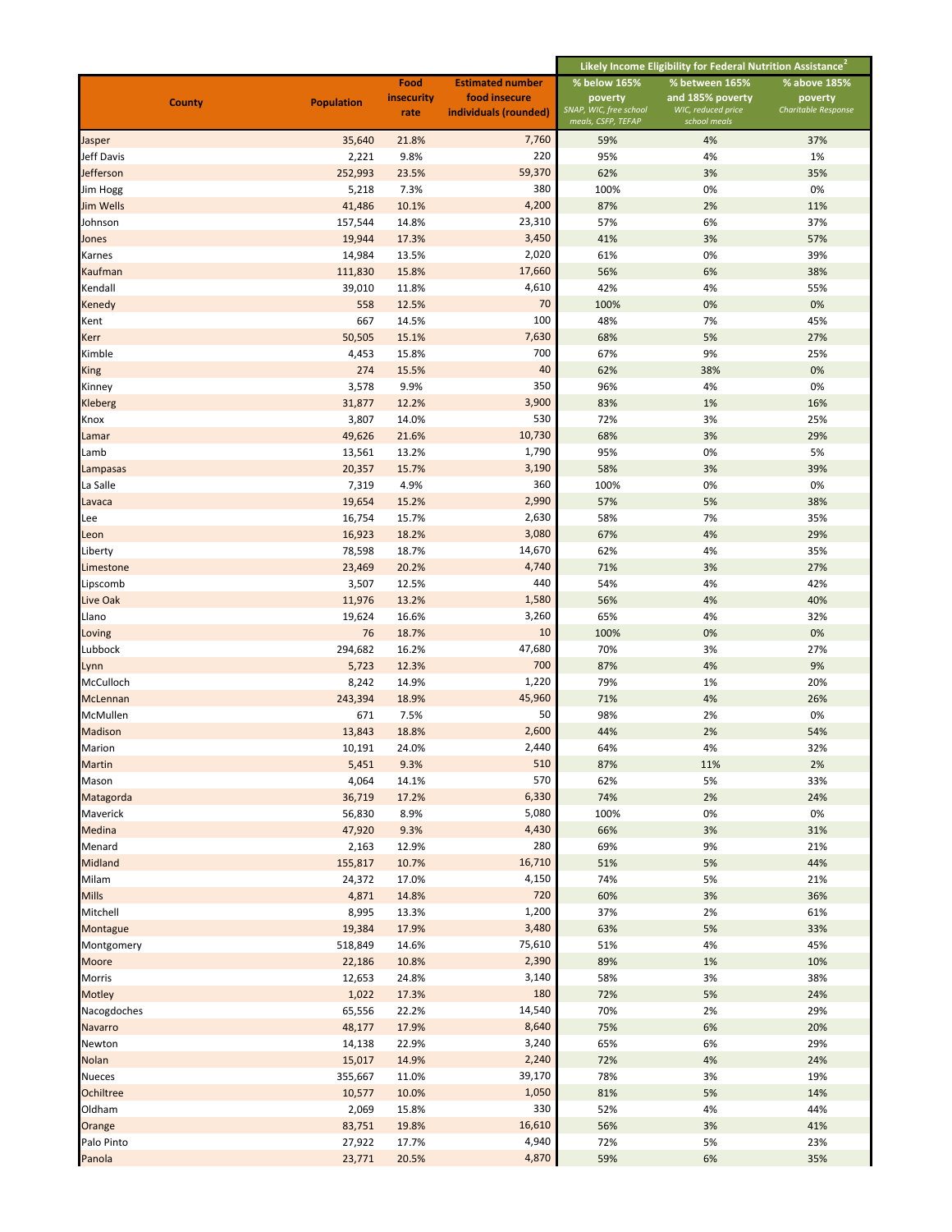| County | Population | Food insecurity rate | Estimated number food insecure individuals (rounded) | Likely Income Eligibility for Federal Nutrition Assistance[2] | | |
|---|---|---|---|---|---|---|
| | | | | % below 165% poverty *SNAP, WIC, free school meals, CSFP, TEFAP* | % between 165% and 185% poverty *WIC, reduced price school meals* | % above 185% poverty *Charitable Response* |
| Jasper | 35,640 | 21.8% | 7,760 | 59% | 4% | 37% |
| Jeff Davis | 2,221 | 9.8% | 220 | 95% | 4% | 1% |
| Jefferson | 252,993 | 23.5% | 59,370 | 62% | 3% | 35% |
| Jim Hogg | 5,218 | 7.3% | 380 | 100% | 0% | 0% |
| Jim Wells | 41,486 | 10.1% | 4,200 | 87% | 2% | 11% |
| Johnson | 157,544 | 14.8% | 23,310 | 57% | 6% | 37% |
| Jones | 19,944 | 17.3% | 3,450 | 41% | 3% | 57% |
| Karnes | 14,984 | 13.5% | 2,020 | 61% | 0% | 39% |
| Kaufman | 111,830 | 15.8% | 17,660 | 56% | 6% | 38% |
| Kendall | 39,010 | 11.8% | 4,610 | 42% | 4% | 55% |
| Kenedy | 558 | 12.5% | 70 | 100% | 0% | 0% |
| Kent | 667 | 14.5% | 100 | 48% | 7% | 45% |
| Kerr | 50,505 | 15.1% | 7,630 | 68% | 5% | 27% |
| Kimble | 4,453 | 15.8% | 700 | 67% | 9% | 25% |
| King | 274 | 15.5% | 40 | 62% | 38% | 0% |
| Kinney | 3,578 | 9.9% | 350 | 96% | 4% | 0% |
| Kleberg | 31,877 | 12.2% | 3,900 | 83% | 1% | 16% |
| Knox | 3,807 | 14.0% | 530 | 72% | 3% | 25% |
| Lamar | 49,626 | 21.6% | 10,730 | 68% | 3% | 29% |
| Lamb | 13,561 | 13.2% | 1,790 | 95% | 0% | 5% |
| Lampasas | 20,357 | 15.7% | 3,190 | 58% | 3% | 39% |
| La Salle | 7,319 | 4.9% | 360 | 100% | 0% | 0% |
| Lavaca | 19,654 | 15.2% | 2,990 | 57% | 5% | 38% |
| Lee | 16,754 | 15.7% | 2,630 | 58% | 7% | 35% |
| Leon | 16,923 | 18.2% | 3,080 | 67% | 4% | 29% |
| Liberty | 78,598 | 18.7% | 14,670 | 62% | 4% | 35% |
| Limestone | 23,469 | 20.2% | 4,740 | 71% | 3% | 27% |
| Lipscomb | 3,507 | 12.5% | 440 | 54% | 4% | 42% |
| Live Oak | 11,976 | 13.2% | 1,580 | 56% | 4% | 40% |
| Llano | 19,624 | 16.6% | 3,260 | 65% | 4% | 32% |
| Loving | 76 | 18.7% | 10 | 100% | 0% | 0% |
| Lubbock | 294,682 | 16.2% | 47,680 | 70% | 3% | 27% |
| Lynn | 5,723 | 12.3% | 700 | 87% | 4% | 9% |
| McCulloch | 8,242 | 14.9% | 1,220 | 79% | 1% | 20% |
| McLennan | 243,394 | 18.9% | 45,960 | 71% | 4% | 26% |
| McMullen | 671 | 7.5% | 50 | 98% | 2% | 0% |
| Madison | 13,843 | 18.8% | 2,600 | 44% | 2% | 54% |
| Marion | 10,191 | 24.0% | 2,440 | 64% | 4% | 32% |
| Martin | 5,451 | 9.3% | 510 | 87% | 11% | 2% |
| Mason | 4,064 | 14.1% | 570 | 62% | 5% | 33% |
| Matagorda | 36,719 | 17.2% | 6,330 | 74% | 2% | 24% |
| Maverick | 56,830 | 8.9% | 5,080 | 100% | 0% | 0% |
| Medina | 47,920 | 9.3% | 4,430 | 66% | 3% | 31% |
| Menard | 2,163 | 12.9% | 280 | 69% | 9% | 21% |
| Midland | 155,817 | 10.7% | 16,710 | 51% | 5% | 44% |
| Milam | 24,372 | 17.0% | 4,150 | 74% | 5% | 21% |
| Mills | 4,871 | 14.8% | 720 | 60% | 3% | 36% |
| Mitchell | 8,995 | 13.3% | 1,200 | 37% | 2% | 61% |
| Montague | 19,384 | 17.9% | 3,480 | 63% | 5% | 33% |
| Montgomery | 518,849 | 14.6% | 75,610 | 51% | 4% | 45% |
| Moore | 22,186 | 10.8% | 2,390 | 89% | 1% | 10% |
| Morris | 12,653 | 24.8% | 3,140 | 58% | 3% | 38% |
| Motley | 1,022 | 17.3% | 180 | 72% | 5% | 24% |
| Nacogdoches | 65,556 | 22.2% | 14,540 | 70% | 2% | 29% |
| Navarro | 48,177 | 17.9% | 8,640 | 75% | 6% | 20% |
| Newton | 14,138 | 22.9% | 3,240 | 65% | 6% | 29% |
| Nolan | 15,017 | 14.9% | 2,240 | 72% | 4% | 24% |
| Nueces | 355,667 | 11.0% | 39,170 | 78% | 3% | 19% |
| Ochiltree | 10,577 | 10.0% | 1,050 | 81% | 5% | 14% |
| Oldham | 2,069 | 15.8% | 330 | 52% | 4% | 44% |
| Orange | 83,751 | 19.8% | 16,610 | 56% | 3% | 41% |
| Palo Pinto | 27,922 | 17.7% | 4,940 | 72% | 5% | 23% |
| Panola | 23,771 | 20.5% | 4,870 | 59% | 6% | 35% |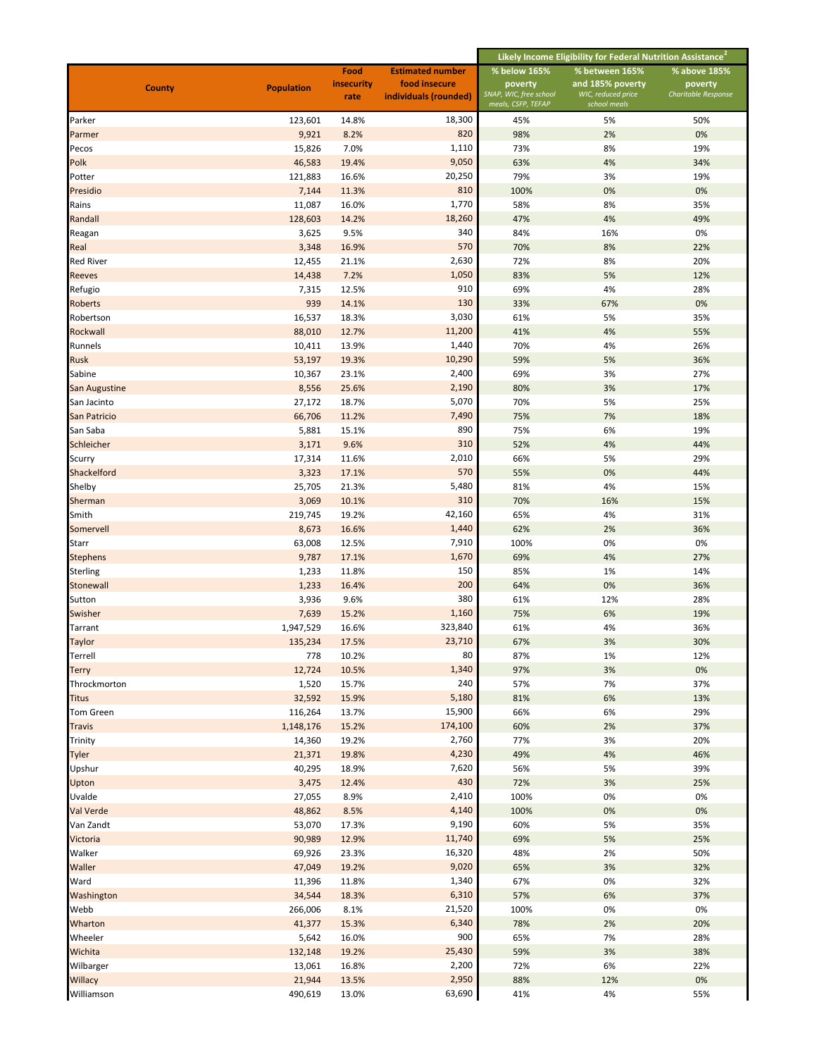| County | Population | Food insecurity rate | Estimated number food insecure individuals (rounded) | Likely Income Eligibility for Federal Nutrition Assistance[2] | | |
|---|---|---|---|---|---|---|
| | | | | % below 165% poverty *SNAP, WIC, free school meals, CSFP, TEFAP* | % between 165% and 185% poverty *WIC, reduced price school meals* | % above 185% poverty *Charitable Response* |
| Parker | 123,601 | 14.8% | 18,300 | 45% | 5% | 50% |
| Parmer | 9,921 | 8.2% | 820 | 98% | 2% | 0% |
| Pecos | 15,826 | 7.0% | 1,110 | 73% | 8% | 19% |
| Polk | 46,583 | 19.4% | 9,050 | 63% | 4% | 34% |
| Potter | 121,883 | 16.6% | 20,250 | 79% | 3% | 19% |
| Presidio | 7,144 | 11.3% | 810 | 100% | 0% | 0% |
| Rains | 11,087 | 16.0% | 1,770 | 58% | 8% | 35% |
| Randall | 128,603 | 14.2% | 18,260 | 47% | 4% | 49% |
| Reagan | 3,625 | 9.5% | 340 | 84% | 16% | 0% |
| Real | 3,348 | 16.9% | 570 | 70% | 8% | 22% |
| Red River | 12,455 | 21.1% | 2,630 | 72% | 8% | 20% |
| Reeves | 14,438 | 7.2% | 1,050 | 83% | 5% | 12% |
| Refugio | 7,315 | 12.5% | 910 | 69% | 4% | 28% |
| Roberts | 939 | 14.1% | 130 | 33% | 67% | 0% |
| Robertson | 16,537 | 18.3% | 3,030 | 61% | 5% | 35% |
| Rockwall | 88,010 | 12.7% | 11,200 | 41% | 4% | 55% |
| Runnels | 10,411 | 13.9% | 1,440 | 70% | 4% | 26% |
| Rusk | 53,197 | 19.3% | 10,290 | 59% | 5% | 36% |
| Sabine | 10,367 | 23.1% | 2,400 | 69% | 3% | 27% |
| San Augustine | 8,556 | 25.6% | 2,190 | 80% | 3% | 17% |
| San Jacinto | 27,172 | 18.7% | 5,070 | 70% | 5% | 25% |
| San Patricio | 66,706 | 11.2% | 7,490 | 75% | 7% | 18% |
| San Saba | 5,881 | 15.1% | 890 | 75% | 6% | 19% |
| Schleicher | 3,171 | 9.6% | 310 | 52% | 4% | 44% |
| Scurry | 17,314 | 11.6% | 2,010 | 66% | 5% | 29% |
| Shackelford | 3,323 | 17.1% | 570 | 55% | 0% | 44% |
| Shelby | 25,705 | 21.3% | 5,480 | 81% | 4% | 15% |
| Sherman | 3,069 | 10.1% | 310 | 70% | 16% | 15% |
| Smith | 219,745 | 19.2% | 42,160 | 65% | 4% | 31% |
| Somervell | 8,673 | 16.6% | 1,440 | 62% | 2% | 36% |
| Starr | 63,008 | 12.5% | 7,910 | 100% | 0% | 0% |
| Stephens | 9,787 | 17.1% | 1,670 | 69% | 4% | 27% |
| Sterling | 1,233 | 11.8% | 150 | 85% | 1% | 14% |
| Stonewall | 1,233 | 16.4% | 200 | 64% | 0% | 36% |
| Sutton | 3,936 | 9.6% | 380 | 61% | 12% | 28% |
| Swisher | 7,639 | 15.2% | 1,160 | 75% | 6% | 19% |
| Tarrant | 1,947,529 | 16.6% | 323,840 | 61% | 4% | 36% |
| Taylor | 135,234 | 17.5% | 23,710 | 67% | 3% | 30% |
| Terrell | 778 | 10.2% | 80 | 87% | 1% | 12% |
| Terry | 12,724 | 10.5% | 1,340 | 97% | 3% | 0% |
| Throckmorton | 1,520 | 15.7% | 240 | 57% | 7% | 37% |
| Titus | 32,592 | 15.9% | 5,180 | 81% | 6% | 13% |
| Tom Green | 116,264 | 13.7% | 15,900 | 66% | 6% | 29% |
| Travis | 1,148,176 | 15.2% | 174,100 | 60% | 2% | 37% |
| Trinity | 14,360 | 19.2% | 2,760 | 77% | 3% | 20% |
| Tyler | 21,371 | 19.8% | 4,230 | 49% | 4% | 46% |
| Upshur | 40,295 | 18.9% | 7,620 | 56% | 5% | 39% |
| Upton | 3,475 | 12.4% | 430 | 72% | 3% | 25% |
| Uvalde | 27,055 | 8.9% | 2,410 | 100% | 0% | 0% |
| Val Verde | 48,862 | 8.5% | 4,140 | 100% | 0% | 0% |
| Van Zandt | 53,070 | 17.3% | 9,190 | 60% | 5% | 35% |
| Victoria | 90,989 | 12.9% | 11,740 | 69% | 5% | 25% |
| Walker | 69,926 | 23.3% | 16,320 | 48% | 2% | 50% |
| Waller | 47,049 | 19.2% | 9,020 | 65% | 3% | 32% |
| Ward | 11,396 | 11.8% | 1,340 | 67% | 0% | 32% |
| Washington | 34,544 | 18.3% | 6,310 | 57% | 6% | 37% |
| Webb | 266,006 | 8.1% | 21,520 | 100% | 0% | 0% |
| Wharton | 41,377 | 15.3% | 6,340 | 78% | 2% | 20% |
| Wheeler | 5,642 | 16.0% | 900 | 65% | 7% | 28% |
| Wichita | 132,148 | 19.2% | 25,430 | 59% | 3% | 38% |
| Wilbarger | 13,061 | 16.8% | 2,200 | 72% | 6% | 22% |
| Willacy | 21,944 | 13.5% | 2,950 | 88% | 12% | 0% |
| Williamson | 490,619 | 13.0% | 63,690 | 41% | 4% | 55% |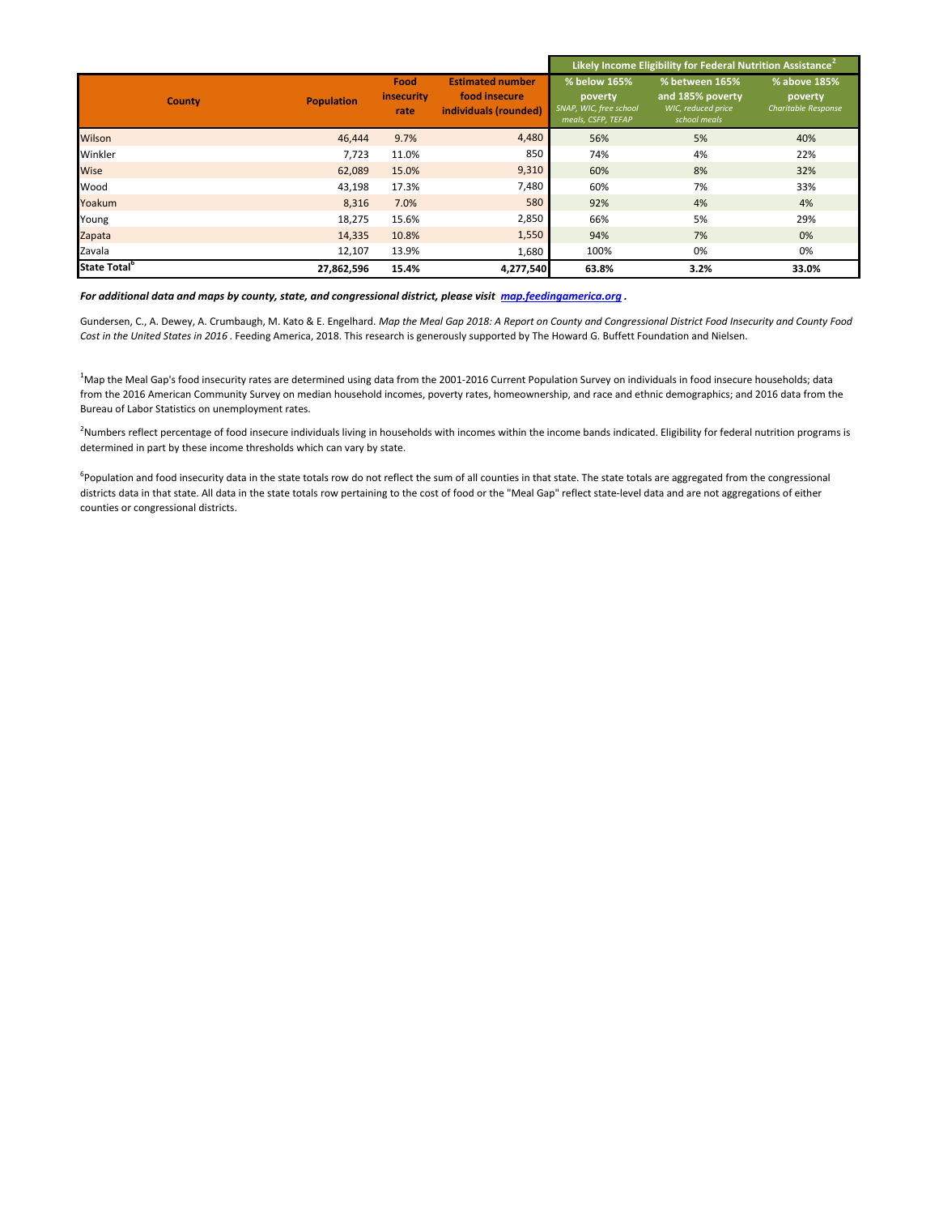| County | Population | Food insecurity rate | Estimated number food insecure individuals (rounded) | Likely Income Eligibility for Federal Nutrition Assistance[2] | | |
|---|---|---|---|---|---|---|
| | | | | % below 165% poverty *SNAP, WIC, free school meals, CSFP, TEFAP* | % between 165% and 185% poverty *WIC, reduced price school meals* | % above 185% poverty *Charitable Response* |
| Wilson | 46,444 | 9.7% | 4,480 | 56% | 5% | 40% |
| Winkler | 7,723 | 11.0% | 850 | 74% | 4% | 22% |
| Wise | 62,089 | 15.0% | 9,310 | 60% | 8% | 32% |
| Wood | 43,198 | 17.3% | 7,480 | 60% | 7% | 33% |
| Yoakum | 8,316 | 7.0% | 580 | 92% | 4% | 4% |
| Young | 18,275 | 15.6% | 2,850 | 66% | 5% | 29% |
| Zapata | 14,335 | 10.8% | 1,550 | 94% | 7% | 0% |
| Zavala | 12,107 | 13.9% | 1,680 | 100% | 0% | 0% |
| **State Total[6]** | **27,862,596** | **15.4%** | **4,277,540** | **63.8%** | **3.2%** | **33.0%** |

***For additional data and maps by county, state, and congressional district, please visit [map.feedingamerica.org](map.feedingamerica.org) .***

Gundersen, C., A. Dewey, A. Crumbaugh, M. Kato & E. Engelhard. *Map the Meal Gap 2018: A Report on County and Congressional District Food Insecurity and County Food Cost in the United States in 2016* . Feeding America, 2018. This research is generously supported by The Howard G. Buffett Foundation and Nielsen.

[1]Map the Meal Gap's food insecurity rates are determined using data from the 2001-2016 Current Population Survey on individuals in food insecure households; data from the 2016 American Community Survey on median household incomes, poverty rates, homeownership, and race and ethnic demographics; and 2016 data from the Bureau of Labor Statistics on unemployment rates.

[2]Numbers reflect percentage of food insecure individuals living in households with incomes within the income bands indicated. Eligibility for federal nutrition programs is determined in part by these income thresholds which can vary by state.

[6]Population and food insecurity data in the state totals row do not reflect the sum of all counties in that state. The state totals are aggregated from the congressional districts data in that state. All data in the state totals row pertaining to the cost of food or the "Meal Gap" reflect state-level data and are not aggregations of either counties or congressional districts.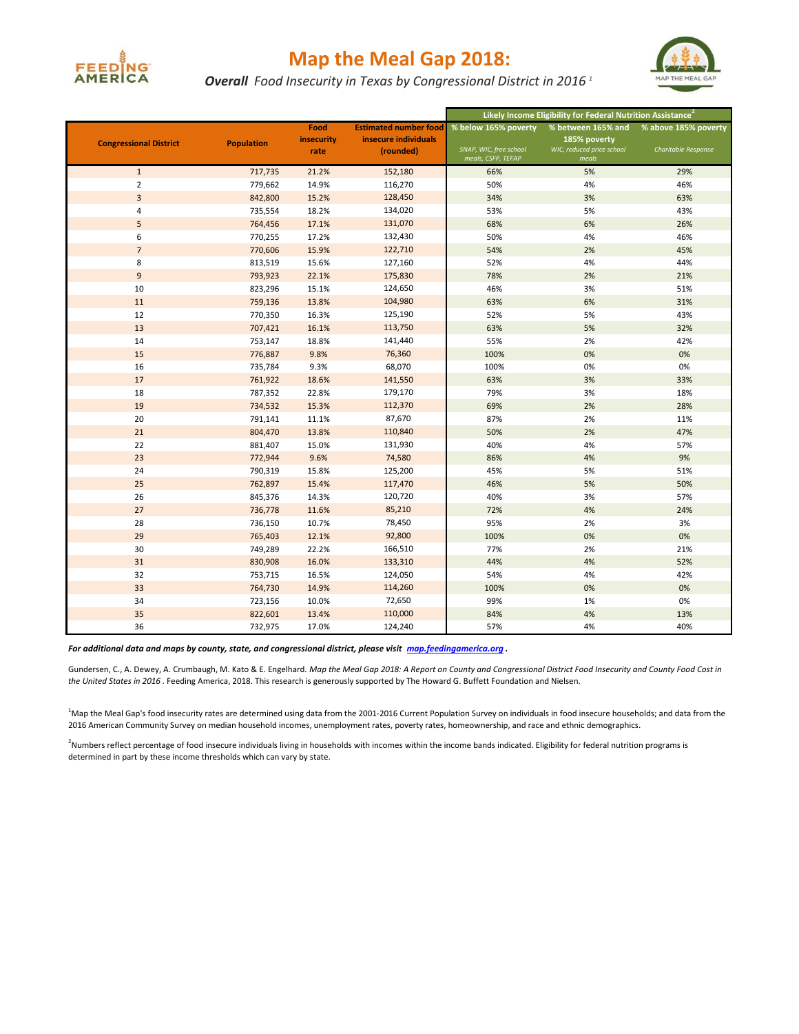# Map the Meal Gap 2018:

***Overall** Food Insecurity in Texas by Congressional District in 2016* [1]

| Congressional District | Population | Food insecurity rate | Estimated number food insecure individuals (rounded) | Likely Income Eligibility for Federal Nutrition Assistance[2] | | |
|---|---|---|---|---|---|---|
| | | | | % below 165% poverty<br>*SNAP, WIC, free school meals, CSFP, TEFAP* | % between 165% and 185% poverty<br>*WIC, reduced price school meals* | % above 185% poverty<br>*Charitable Response* |
| 1 | 717,735 | 21.2% | 152,180 | 66% | 5% | 29% |
| 2 | 779,662 | 14.9% | 116,270 | 50% | 4% | 46% |
| 3 | 842,800 | 15.2% | 128,450 | 34% | 3% | 63% |
| 4 | 735,554 | 18.2% | 134,020 | 53% | 5% | 43% |
| 5 | 764,456 | 17.1% | 131,070 | 68% | 6% | 26% |
| 6 | 770,255 | 17.2% | 132,430 | 50% | 4% | 46% |
| 7 | 770,606 | 15.9% | 122,710 | 54% | 2% | 45% |
| 8 | 813,519 | 15.6% | 127,160 | 52% | 4% | 44% |
| 9 | 793,923 | 22.1% | 175,830 | 78% | 2% | 21% |
| 10 | 823,296 | 15.1% | 124,650 | 46% | 3% | 51% |
| 11 | 759,136 | 13.8% | 104,980 | 63% | 6% | 31% |
| 12 | 770,350 | 16.3% | 125,190 | 52% | 5% | 43% |
| 13 | 707,421 | 16.1% | 113,750 | 63% | 5% | 32% |
| 14 | 753,147 | 18.8% | 141,440 | 55% | 2% | 42% |
| 15 | 776,887 | 9.8% | 76,360 | 100% | 0% | 0% |
| 16 | 735,784 | 9.3% | 68,070 | 100% | 0% | 0% |
| 17 | 761,922 | 18.6% | 141,550 | 63% | 3% | 33% |
| 18 | 787,352 | 22.8% | 179,170 | 79% | 3% | 18% |
| 19 | 734,532 | 15.3% | 112,370 | 69% | 2% | 28% |
| 20 | 791,141 | 11.1% | 87,670 | 87% | 2% | 11% |
| 21 | 804,470 | 13.8% | 110,840 | 50% | 2% | 47% |
| 22 | 881,407 | 15.0% | 131,930 | 40% | 4% | 57% |
| 23 | 772,944 | 9.6% | 74,580 | 86% | 4% | 9% |
| 24 | 790,319 | 15.8% | 125,200 | 45% | 5% | 51% |
| 25 | 762,897 | 15.4% | 117,470 | 46% | 5% | 50% |
| 26 | 845,376 | 14.3% | 120,720 | 40% | 3% | 57% |
| 27 | 736,778 | 11.6% | 85,210 | 72% | 4% | 24% |
| 28 | 736,150 | 10.7% | 78,450 | 95% | 2% | 3% |
| 29 | 765,403 | 12.1% | 92,800 | 100% | 0% | 0% |
| 30 | 749,289 | 22.2% | 166,510 | 77% | 2% | 21% |
| 31 | 830,908 | 16.0% | 133,310 | 44% | 4% | 52% |
| 32 | 753,715 | 16.5% | 124,050 | 54% | 4% | 42% |
| 33 | 764,730 | 14.9% | 114,260 | 100% | 0% | 0% |
| 34 | 723,156 | 10.0% | 72,650 | 99% | 1% | 0% |
| 35 | 822,601 | 13.4% | 110,000 | 84% | 4% | 13% |
| 36 | 732,975 | 17.0% | 124,240 | 57% | 4% | 40% |

***For additional data and maps by county, state, and congressional district, please visit map.feedingamerica.org .***

Gundersen, C., A. Dewey, A. Crumbaugh, M. Kato & E. Engelhard. *Map the Meal Gap 2018: A Report on County and Congressional District Food Insecurity and County Food Cost in the United States in 2016* . Feeding America, 2018. This research is generously supported by The Howard G. Buffett Foundation and Nielsen.

[1]Map the Meal Gap's food insecurity rates are determined using data from the 2001-2016 Current Population Survey on individuals in food insecure households; and data from the 2016 American Community Survey on median household incomes, unemployment rates, poverty rates, homeownership, and race and ethnic demographics.

[2]Numbers reflect percentage of food insecure individuals living in households with incomes within the income bands indicated. Eligibility for federal nutrition programs is determined in part by these income thresholds which can vary by state.